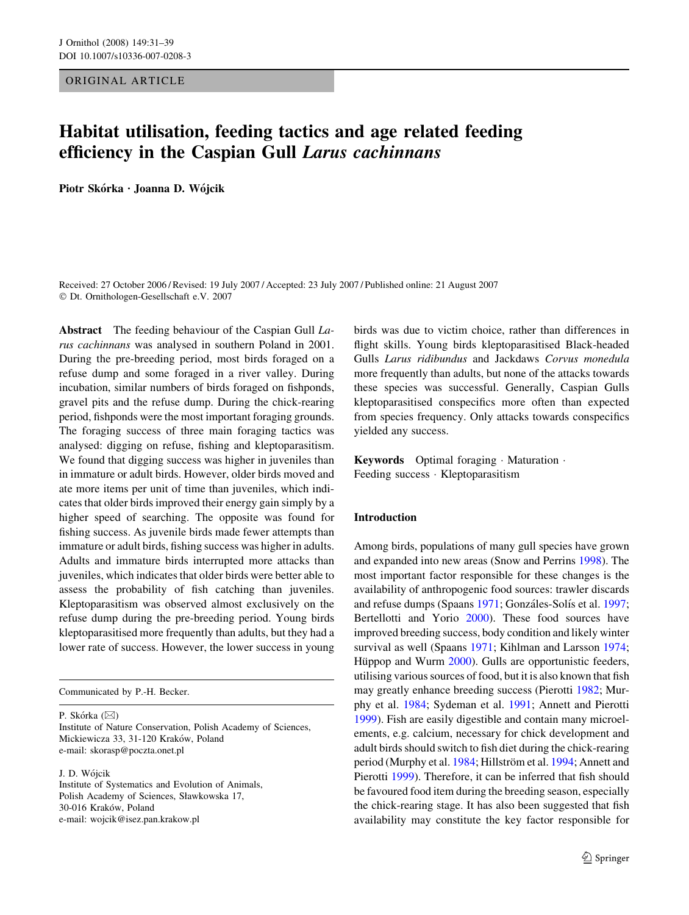ORIGINAL ARTICLE

# Habitat utilisation, feeding tactics and age related feeding efficiency in the Caspian Gull *Larus cachinnans*

**Piotr Skórka · Joanna D. Wójcik**

Received: 27 October 2006 / Revised: 19 July 2007 / Accepted: 23 July 2007 / Published online: 21 August 2007
© Dt. Ornithologen-Gesellschaft e.V. 2007

**Abstract** The feeding behaviour of the Caspian Gull *Larus cachinnans* was analysed in southern Poland in 2001. During the pre-breeding period, most birds foraged on a refuse dump and some foraged in a river valley. During incubation, similar numbers of birds foraged on fishponds, gravel pits and the refuse dump. During the chick-rearing period, fishponds were the most important foraging grounds. The foraging success of three main foraging tactics was analysed: digging on refuse, fishing and kleptoparasitism. We found that digging success was higher in juveniles than in immature or adult birds. However, older birds moved and ate more items per unit of time than juveniles, which indicates that older birds improved their energy gain simply by a higher speed of searching. The opposite was found for fishing success. As juvenile birds made fewer attempts than immature or adult birds, fishing success was higher in adults. Adults and immature birds interrupted more attacks than juveniles, which indicates that older birds were better able to assess the probability of fish catching than juveniles. Kleptoparasitism was observed almost exclusively on the refuse dump during the pre-breeding period. Young birds kleptoparasitised more frequently than adults, but they had a lower rate of success. However, the lower success in young birds was due to victim choice, rather than differences in flight skills. Young birds kleptoparasitised Black-headed Gulls *Larus ridibundus* and Jackdaws *Corvus monedula* more frequently than adults, but none of the attacks towards these species was successful. Generally, Caspian Gulls kleptoparasitised conspecifics more often than expected from species frequency. Only attacks towards conspecifics yielded any success.

**Keywords** Optimal foraging · Maturation · Feeding success · Kleptoparasitism

Communicated by P.-H. Becker.

P. Skórka (✉)
Institute of Nature Conservation, Polish Academy of Sciences, Mickiewicza 33, 31-120 Kraków, Poland
e-mail: skorasp@poczta.onet.pl

J. D. Wójcik
Institute of Systematics and Evolution of Animals, Polish Academy of Sciences, Sławkowska 17, 30-016 Kraków, Poland
e-mail: wojcik@isez.pan.krakow.pl

## Introduction

Among birds, populations of many gull species have grown and expanded into new areas (Snow and Perrins 1998). The most important factor responsible for these changes is the availability of anthropogenic food sources: trawler discards and refuse dumps (Spaans 1971; Gonzáles-Solís et al. 1997; Bertellotti and Yorio 2000). These food sources have improved breeding success, body condition and likely winter survival as well (Spaans 1971; Kihlman and Larsson 1974; Hüppop and Wurm 2000). Gulls are opportunistic feeders, utilising various sources of food, but it is also known that fish may greatly enhance breeding success (Pierotti 1982; Murphy et al. 1984; Sydeman et al. 1991; Annett and Pierotti 1999). Fish are easily digestible and contain many microelements, e.g. calcium, necessary for chick development and adult birds should switch to fish diet during the chick-rearing period (Murphy et al. 1984; Hillström et al. 1994; Annett and Pierotti 1999). Therefore, it can be inferred that fish should be favoured food item during the breeding season, especially the chick-rearing stage. It has also been suggested that fish availability may constitute the key factor responsible for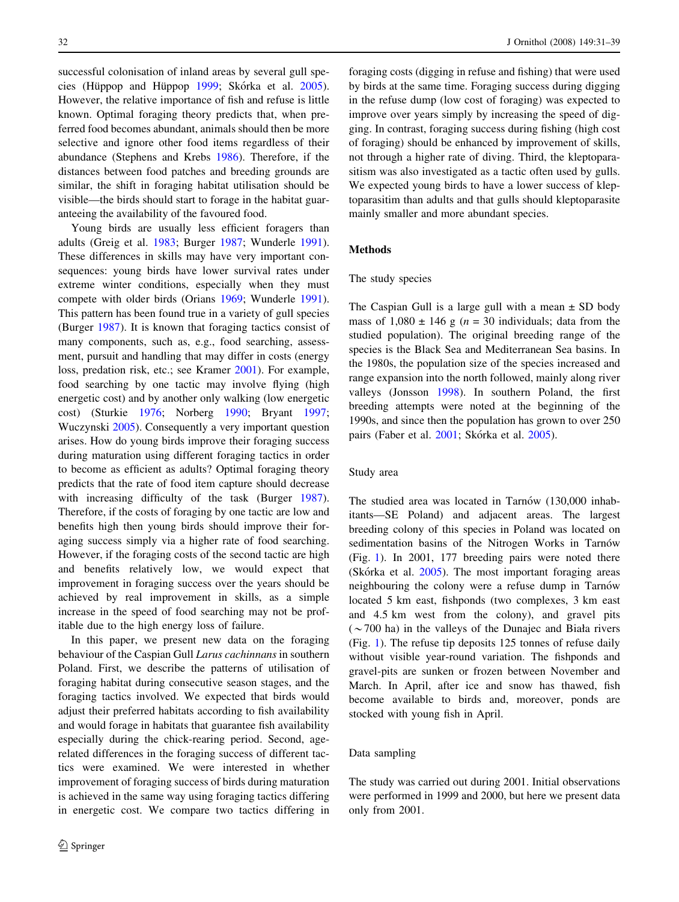successful colonisation of inland areas by several gull species (Hüppop and Hüppop 1999; Skórka et al. 2005). However, the relative importance of fish and refuse is little known. Optimal foraging theory predicts that, when preferred food becomes abundant, animals should then be more selective and ignore other food items regardless of their abundance (Stephens and Krebs 1986). Therefore, if the distances between food patches and breeding grounds are similar, the shift in foraging habitat utilisation should be visible—the birds should start to forage in the habitat guaranteeing the availability of the favoured food.

Young birds are usually less efficient foragers than adults (Greig et al. 1983; Burger 1987; Wunderle 1991). These differences in skills may have very important consequences: young birds have lower survival rates under extreme winter conditions, especially when they must compete with older birds (Orians 1969; Wunderle 1991). This pattern has been found true in a variety of gull species (Burger 1987). It is known that foraging tactics consist of many components, such as, e.g., food searching, assessment, pursuit and handling that may differ in costs (energy loss, predation risk, etc.; see Kramer 2001). For example, food searching by one tactic may involve flying (high energetic cost) and by another only walking (low energetic cost) (Sturkie 1976; Norberg 1990; Bryant 1997; Wuczynski 2005). Consequently a very important question arises. How do young birds improve their foraging success during maturation using different foraging tactics in order to become as efficient as adults? Optimal foraging theory predicts that the rate of food item capture should decrease with increasing difficulty of the task (Burger 1987). Therefore, if the costs of foraging by one tactic are low and benefits high then young birds should improve their foraging success simply via a higher rate of food searching. However, if the foraging costs of the second tactic are high and benefits relatively low, we would expect that improvement in foraging success over the years should be achieved by real improvement in skills, as a simple increase in the speed of food searching may not be profitable due to the high energy loss of failure.

In this paper, we present new data on the foraging behaviour of the Caspian Gull *Larus cachinnans* in southern Poland. First, we describe the patterns of utilisation of foraging habitat during consecutive season stages, and the foraging tactics involved. We expected that birds would adjust their preferred habitats according to fish availability and would forage in habitats that guarantee fish availability especially during the chick-rearing period. Second, age-related differences in the foraging success of different tactics were examined. We were interested in whether improvement of foraging success of birds during maturation is achieved in the same way using foraging tactics differing in energetic cost. We compare two tactics differing in foraging costs (digging in refuse and fishing) that were used by birds at the same time. Foraging success during digging in the refuse dump (low cost of foraging) was expected to improve over years simply by increasing the speed of digging. In contrast, foraging success during fishing (high cost of foraging) should be enhanced by improvement of skills, not through a higher rate of diving. Third, the kleptoparasitism was also investigated as a tactic often used by gulls. We expected young birds to have a lower success of kleptoparasitim than adults and that gulls should kleptoparasite mainly smaller and more abundant species.

## Methods

### The study species

The Caspian Gull is a large gull with a mean ± SD body mass of 1,080 ± 146 g ($n = 30$ individuals; data from the studied population). The original breeding range of the species is the Black Sea and Mediterranean Sea basins. In the 1980s, the population size of the species increased and range expansion into the north followed, mainly along river valleys (Jonsson 1998). In southern Poland, the first breeding attempts were noted at the beginning of the 1990s, and since then the population has grown to over 250 pairs (Faber et al. 2001; Skórka et al. 2005).

### Study area

The studied area was located in Tarnów (130,000 inhabitants—SE Poland) and adjacent areas. The largest breeding colony of this species in Poland was located on sedimentation basins of the Nitrogen Works in Tarnów (Fig. 1). In 2001, 177 breeding pairs were noted there (Skórka et al. 2005). The most important foraging areas neighbouring the colony were a refuse dump in Tarnów located 5 km east, fishponds (two complexes, 3 km east and 4.5 km west from the colony), and gravel pits (~700 ha) in the valleys of the Dunajec and Biała rivers (Fig. 1). The refuse tip deposits 125 tonnes of refuse daily without visible year-round variation. The fishponds and gravel-pits are sunken or frozen between November and March. In April, after ice and snow has thawed, fish become available to birds and, moreover, ponds are stocked with young fish in April.

### Data sampling

The study was carried out during 2001. Initial observations were performed in 1999 and 2000, but here we present data only from 2001.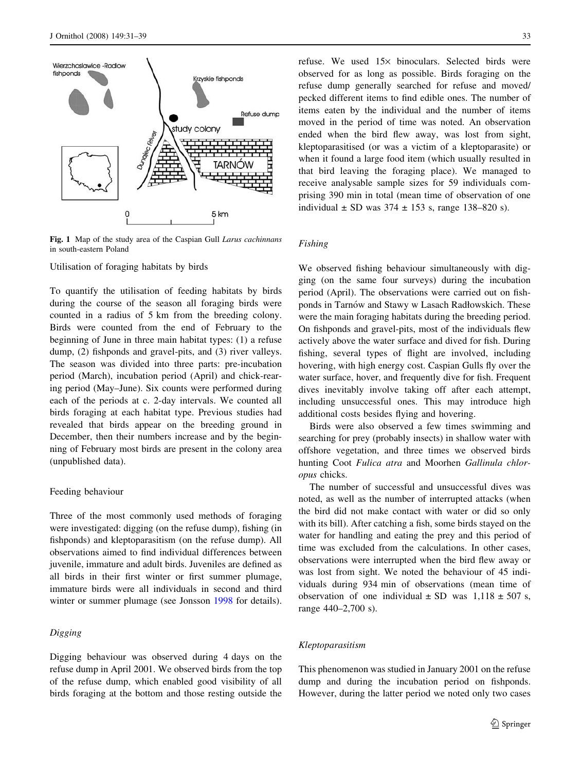Wierzchosławice -Radłów fishponds

Krzyskie fishponds

Refuse dump

study colony

Dunajec River

TARNÓW

0

5 km

**Fig. 1** Map of the study area of the Caspian Gull *Larus cachinnans* in south-eastern Poland

Utilisation of foraging habitats by birds

To quantify the utilisation of feeding habitats by birds during the course of the season all foraging birds were counted in a radius of 5 km from the breeding colony. Birds were counted from the end of February to the beginning of June in three main habitat types: (1) a refuse dump, (2) fishponds and gravel-pits, and (3) river valleys. The season was divided into three parts: pre-incubation period (March), incubation period (April) and chick-rearing period (May–June). Six counts were performed during each of the periods at c. 2-day intervals. We counted all birds foraging at each habitat type. Previous studies had revealed that birds appear on the breeding ground in December, then their numbers increase and by the beginning of February most birds are present in the colony area (unpublished data).

Feeding behaviour

Three of the most commonly used methods of foraging were investigated: digging (on the refuse dump), fishing (in fishponds) and kleptoparasitism (on the refuse dump). All observations aimed to find individual differences between juvenile, immature and adult birds. Juveniles are defined as all birds in their first winter or first summer plumage, immature birds were all individuals in second and third winter or summer plumage (see Jonsson 1998 for details).

*Digging*

Digging behaviour was observed during 4 days on the refuse dump in April 2001. We observed birds from the top of the refuse dump, which enabled good visibility of all birds foraging at the bottom and those resting outside the refuse. We used 15× binoculars. Selected birds were observed for as long as possible. Birds foraging on the refuse dump generally searched for refuse and moved/pecked different items to find edible ones. The number of items eaten by the individual and the number of items moved in the period of time was noted. An observation ended when the bird flew away, was lost from sight, kleptoparasitised (or was a victim of a kleptoparasite) or when it found a large food item (which usually resulted in that bird leaving the foraging place). We managed to receive analysable sample sizes for 59 individuals comprising 390 min in total (mean time of observation of one individual ± SD was 374 ± 153 s, range 138–820 s).

*Fishing*

We observed fishing behaviour simultaneously with digging (on the same four surveys) during the incubation period (April). The observations were carried out on fishponds in Tarnów and Stawy w Lasach Radłowskich. These were the main foraging habitats during the breeding period. On fishponds and gravel-pits, most of the individuals flew actively above the water surface and dived for fish. During fishing, several types of flight are involved, including hovering, with high energy cost. Caspian Gulls fly over the water surface, hover, and frequently dive for fish. Frequent dives inevitably involve taking off after each attempt, including unsuccessful ones. This may introduce high additional costs besides flying and hovering.

Birds were also observed a few times swimming and searching for prey (probably insects) in shallow water with offshore vegetation, and three times we observed birds hunting Coot *Fulica atra* and Moorhen *Gallinula chloropus* chicks.

The number of successful and unsuccessful dives was noted, as well as the number of interrupted attacks (when the bird did not make contact with water or did so only with its bill). After catching a fish, some birds stayed on the water for handling and eating the prey and this period of time was excluded from the calculations. In other cases, observations were interrupted when the bird flew away or was lost from sight. We noted the behaviour of 45 individuals during 934 min of observations (mean time of observation of one individual ± SD was 1,118 ± 507 s, range 440–2,700 s).

*Kleptoparasitism*

This phenomenon was studied in January 2001 on the refuse dump and during the incubation period on fishponds. However, during the latter period we noted only two cases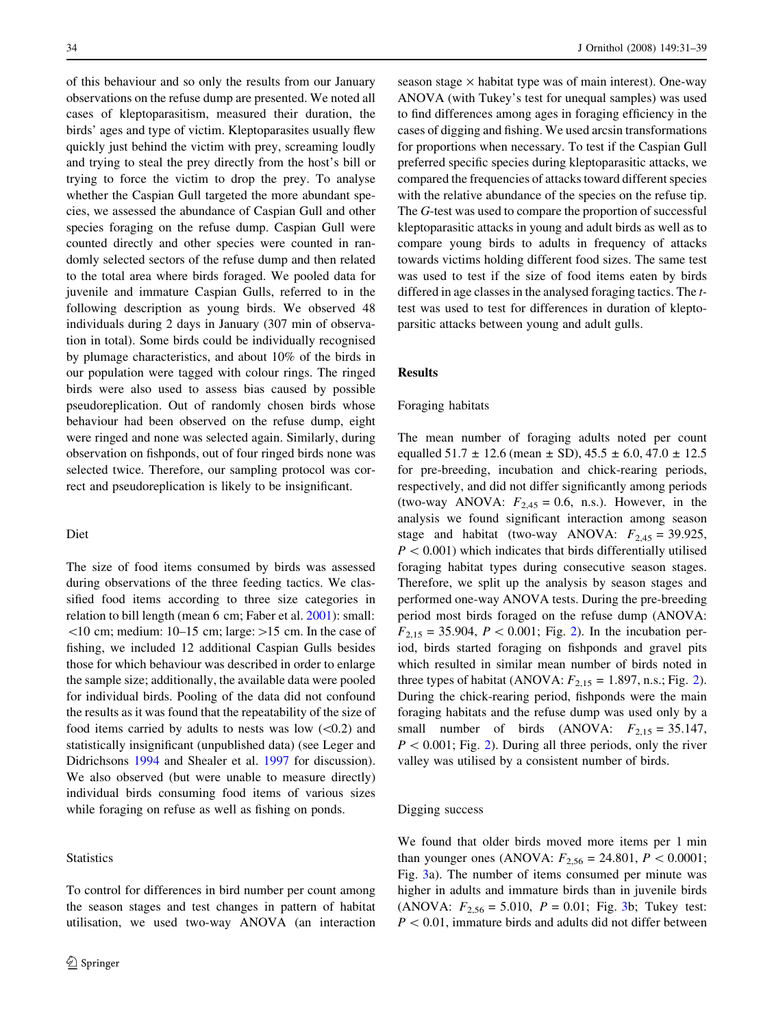of this behaviour and so only the results from our January observations on the refuse dump are presented. We noted all cases of kleptoparasitism, measured their duration, the birds' ages and type of victim. Kleptoparasites usually flew quickly just behind the victim with prey, screaming loudly and trying to steal the prey directly from the host's bill or trying to force the victim to drop the prey. To analyse whether the Caspian Gull targeted the more abundant species, we assessed the abundance of Caspian Gull and other species foraging on the refuse dump. Caspian Gull were counted directly and other species were counted in randomly selected sectors of the refuse dump and then related to the total area where birds foraged. We pooled data for juvenile and immature Caspian Gulls, referred to in the following description as young birds. We observed 48 individuals during 2 days in January (307 min of observation in total). Some birds could be individually recognised by plumage characteristics, and about 10% of the birds in our population were tagged with colour rings. The ringed birds were also used to assess bias caused by possible pseudoreplication. Out of randomly chosen birds whose behaviour had been observed on the refuse dump, eight were ringed and none was selected again. Similarly, during observation on fishponds, out of four ringed birds none was selected twice. Therefore, our sampling protocol was correct and pseudoreplication is likely to be insignificant.

### Diet

The size of food items consumed by birds was assessed during observations of the three feeding tactics. We classified food items according to three size categories in relation to bill length (mean 6 cm; Faber et al. 2001): small: <10 cm; medium: 10–15 cm; large: >15 cm. In the case of fishing, we included 12 additional Caspian Gulls besides those for which behaviour was described in order to enlarge the sample size; additionally, the available data were pooled for individual birds. Pooling of the data did not confound the results as it was found that the repeatability of the size of food items carried by adults to nests was low (<0.2) and statistically insignificant (unpublished data) (see Leger and Didrichsons 1994 and Shealer et al. 1997 for discussion). We also observed (but were unable to measure directly) individual birds consuming food items of various sizes while foraging on refuse as well as fishing on ponds.

### Statistics

To control for differences in bird number per count among the season stages and test changes in pattern of habitat utilisation, we used two-way ANOVA (an interaction season stage × habitat type was of main interest). One-way ANOVA (with Tukey's test for unequal samples) was used to find differences among ages in foraging efficiency in the cases of digging and fishing. We used arcsin transformations for proportions when necessary. To test if the Caspian Gull preferred specific species during kleptoparasitic attacks, we compared the frequencies of attacks toward different species with the relative abundance of the species on the refuse tip. The *G*-test was used to compare the proportion of successful kleptoparasitic attacks in young and adult birds as well as to compare young birds to adults in frequency of attacks towards victims holding different food sizes. The same test was used to test if the size of food items eaten by birds differed in age classes in the analysed foraging tactics. The *t*-test was used to test for differences in duration of kleptoparsitic attacks between young and adult gulls.

## Results

### Foraging habitats

The mean number of foraging adults noted per count equalled 51.7 ± 12.6 (mean ± SD), 45.5 ± 6.0, 47.0 ± 12.5 for pre-breeding, incubation and chick-rearing periods, respectively, and did not differ significantly among periods (two-way ANOVA: $F_{2,45} = 0.6$, n.s.). However, in the analysis we found significant interaction among season stage and habitat (two-way ANOVA: $F_{2,45} = 39.925$, $P < 0.001$) which indicates that birds differentially utilised foraging habitat types during consecutive season stages. Therefore, we split up the analysis by season stages and performed one-way ANOVA tests. During the pre-breeding period most birds foraged on the refuse dump (ANOVA: $F_{2,15} = 35.904$, $P < 0.001$; Fig. 2). In the incubation period, birds started foraging on fishponds and gravel pits which resulted in similar mean number of birds noted in three types of habitat (ANOVA: $F_{2,15} = 1.897$, n.s.; Fig. 2). During the chick-rearing period, fishponds were the main foraging habitats and the refuse dump was used only by a small number of birds (ANOVA: $F_{2,15} = 35.147$, $P < 0.001$; Fig. 2). During all three periods, only the river valley was utilised by a consistent number of birds.

### Digging success

We found that older birds moved more items per 1 min than younger ones (ANOVA: $F_{2,56} = 24.801$, $P < 0.0001$; Fig. 3a). The number of items consumed per minute was higher in adults and immature birds than in juvenile birds (ANOVA: $F_{2,56} = 5.010$, $P = 0.01$; Fig. 3b; Tukey test: $P < 0.01$, immature birds and adults did not differ between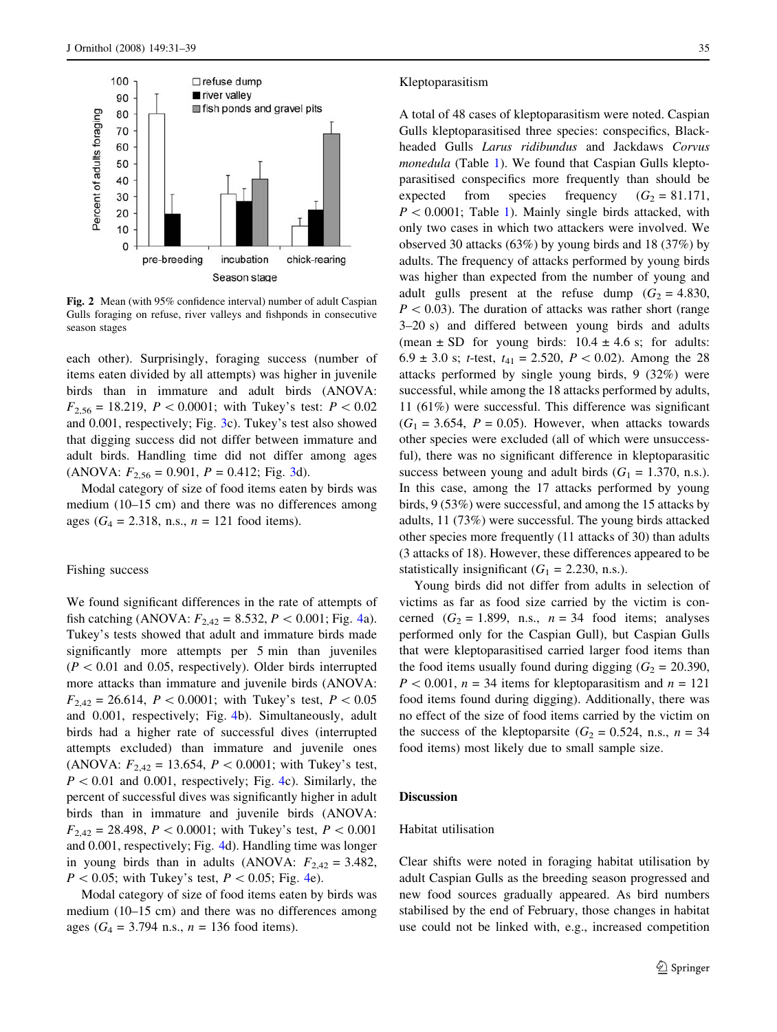Fig. 2 Mean (with 95% confidence interval) number of adult Caspian Gulls foraging on refuse, river valleys and fishponds in consecutive season stages

each other). Surprisingly, foraging success (number of items eaten divided by all attempts) was higher in juvenile birds than in immature and adult birds (ANOVA: $F_{2,56} = 18.219$, $P < 0.0001$; with Tukey's test: $P < 0.02$ and 0.001, respectively; Fig. 3c). Tukey's test also showed that digging success did not differ between immature and adult birds. Handling time did not differ among ages (ANOVA: $F_{2,56} = 0.901$, $P = 0.412$; Fig. 3d).

Modal category of size of food items eaten by birds was medium (10–15 cm) and there was no differences among ages ($G_4 = 2.318$, n.s., $n = 121$ food items).

### Fishing success

We found significant differences in the rate of attempts of fish catching (ANOVA: $F_{2,42} = 8.532$, $P < 0.001$; Fig. 4a). Tukey's tests showed that adult and immature birds made significantly more attempts per 5 min than juveniles ($P < 0.01$ and 0.05, respectively). Older birds interrupted more attacks than immature and juvenile birds (ANOVA: $F_{2,42} = 26.614$, $P < 0.0001$; with Tukey's test, $P < 0.05$ and 0.001, respectively; Fig. 4b). Simultaneously, adult birds had a higher rate of successful dives (interrupted attempts excluded) than immature and juvenile ones (ANOVA: $F_{2,42} = 13.654$, $P < 0.0001$; with Tukey's test, $P < 0.01$ and 0.001, respectively; Fig. 4c). Similarly, the percent of successful dives was significantly higher in adult birds than in immature and juvenile birds (ANOVA: $F_{2,42} = 28.498$, $P < 0.0001$; with Tukey's test, $P < 0.001$ and 0.001, respectively; Fig. 4d). Handling time was longer in young birds than in adults (ANOVA: $F_{2,42} = 3.482$, $P < 0.05$; with Tukey's test, $P < 0.05$; Fig. 4e).

Modal category of size of food items eaten by birds was medium (10–15 cm) and there was no differences among ages ($G_4 = 3.794$ n.s., $n = 136$ food items).

### Kleptoparasitism

A total of 48 cases of kleptoparasitism were noted. Caspian Gulls kleptoparasitised three species: conspecifics, Black-headed Gulls *Larus ridibundus* and Jackdaws *Corvus monedula* (Table 1). We found that Caspian Gulls kleptoparasitised conspecifics more frequently than should be expected from species frequency ($G_2 = 81.171$, $P < 0.0001$; Table 1). Mainly single birds attacked, with only two cases in which two attackers were involved. We observed 30 attacks (63%) by young birds and 18 (37%) by adults. The frequency of attacks performed by young birds was higher than expected from the number of young and adult gulls present at the refuse dump ($G_2 = 4.830$, $P < 0.03$). The duration of attacks was rather short (range 3–20 s) and differed between young birds and adults (mean ± SD for young birds: 10.4 ± 4.6 s; for adults: 6.9 ± 3.0 s; *t*-test, $t_{41} = 2.520$, $P < 0.02$). Among the 28 attacks performed by single young birds, 9 (32%) were successful, while among the 18 attacks performed by adults, 11 (61%) were successful. This difference was significant ($G_1 = 3.654$, $P = 0.05$). However, when attacks towards other species were excluded (all of which were unsuccessful), there was no significant difference in kleptoparasitic success between young and adult birds ($G_1 = 1.370$, n.s.). In this case, among the 17 attacks performed by young birds, 9 (53%) were successful, and among the 15 attacks by adults, 11 (73%) were successful. The young birds attacked other species more frequently (11 attacks of 30) than adults (3 attacks of 18). However, these differences appeared to be statistically insignificant ($G_1 = 2.230$, n.s.).

Young birds did not differ from adults in selection of victims as far as food size carried by the victim is concerned ($G_2 = 1.899$, n.s., $n = 34$ food items; analyses performed only for the Caspian Gull), but Caspian Gulls that were kleptoparasitised carried larger food items than the food items usually found during digging ($G_2 = 20.390$, $P < 0.001$, $n = 34$ items for kleptoparasitism and $n = 121$ food items found during digging). Additionally, there was no effect of the size of food items carried by the victim on the success of the kleptoparsite ($G_2 = 0.524$, n.s., $n = 34$ food items) most likely due to small sample size.

## Discussion

### Habitat utilisation

Clear shifts were noted in foraging habitat utilisation by adult Caspian Gulls as the breeding season progressed and new food sources gradually appeared. As bird numbers stabilised by the end of February, those changes in habitat use could not be linked with, e.g., increased competition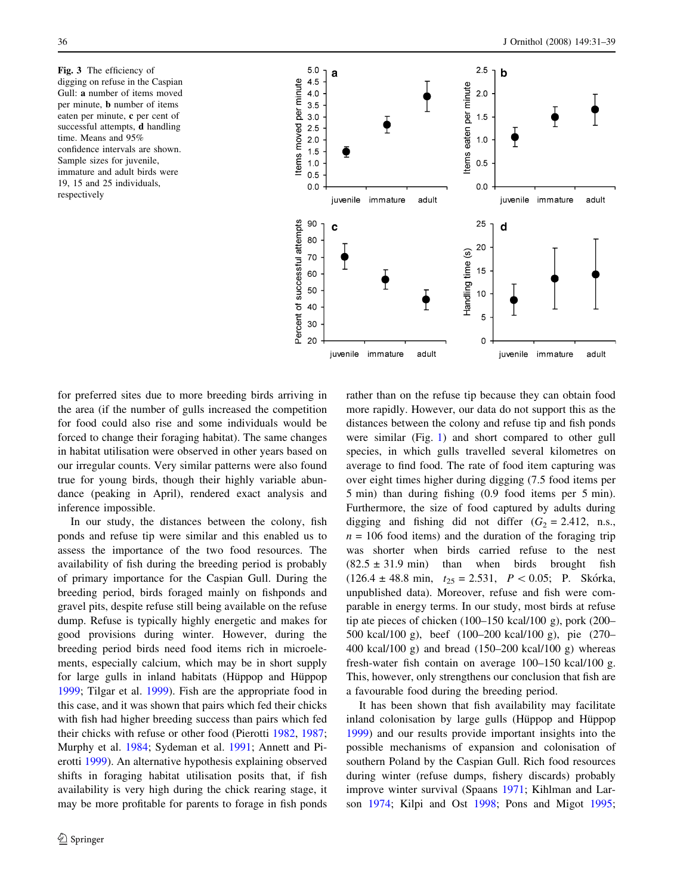**Fig. 3** The efficiency of digging on refuse in the Caspian Gull: **a** number of items moved per minute, **b** number of items eaten per minute, **c** per cent of successful attempts, **d** handling time. Means and 95% confidence intervals are shown. Sample sizes for juvenile, immature and adult birds were 19, 15 and 25 individuals, respectively

for preferred sites due to more breeding birds arriving in the area (if the number of gulls increased the competition for food could also rise and some individuals would be forced to change their foraging habitat). The same changes in habitat utilisation were observed in other years based on our irregular counts. Very similar patterns were also found true for young birds, though their highly variable abundance (peaking in April), rendered exact analysis and inference impossible.

In our study, the distances between the colony, fish ponds and refuse tip were similar and this enabled us to assess the importance of the two food resources. The availability of fish during the breeding period is probably of primary importance for the Caspian Gull. During the breeding period, birds foraged mainly on fishponds and gravel pits, despite refuse still being available on the refuse dump. Refuse is typically highly energetic and makes for good provisions during winter. However, during the breeding period birds need food items rich in microelements, especially calcium, which may be in short supply for large gulls in inland habitats (Hüppop and Hüppop 1999; Tilgar et al. 1999). Fish are the appropriate food in this case, and it was shown that pairs which fed their chicks with fish had higher breeding success than pairs which fed their chicks with refuse or other food (Pierotti 1982, 1987; Murphy et al. 1984; Sydeman et al. 1991; Annett and Pierotti 1999). An alternative hypothesis explaining observed shifts in foraging habitat utilisation posits that, if fish availability is very high during the chick rearing stage, it may be more profitable for parents to forage in fish ponds rather than on the refuse tip because they can obtain food more rapidly. However, our data do not support this as the distances between the colony and refuse tip and fish ponds were similar (Fig. 1) and short compared to other gull species, in which gulls travelled several kilometres on average to find food. The rate of food item capturing was over eight times higher during digging (7.5 food items per 5 min) than during fishing (0.9 food items per 5 min). Furthermore, the size of food captured by adults during digging and fishing did not differ ($G_2 = 2.412$, n.s., $n = 106$ food items) and the duration of the foraging trip was shorter when birds carried refuse to the nest (82.5 ± 31.9 min) than when birds brought fish (126.4 ± 48.8 min, $t_{25} = 2.531$, $P < 0.05$; P. Skórka, unpublished data). Moreover, refuse and fish were comparable in energy terms. In our study, most birds at refuse tip ate pieces of chicken (100–150 kcal/100 g), pork (200–500 kcal/100 g), beef (100–200 kcal/100 g), pie (270–400 kcal/100 g) and bread (150–200 kcal/100 g) whereas fresh-water fish contain on average 100–150 kcal/100 g. This, however, only strengthens our conclusion that fish are a favourable food during the breeding period.

It has been shown that fish availability may facilitate inland colonisation by large gulls (Hüppop and Hüppop 1999) and our results provide important insights into the possible mechanisms of expansion and colonisation of southern Poland by the Caspian Gull. Rich food resources during winter (refuse dumps, fishery discards) probably improve winter survival (Spaans 1971; Kihlman and Larson 1974; Kilpi and Ost 1998; Pons and Migot 1995;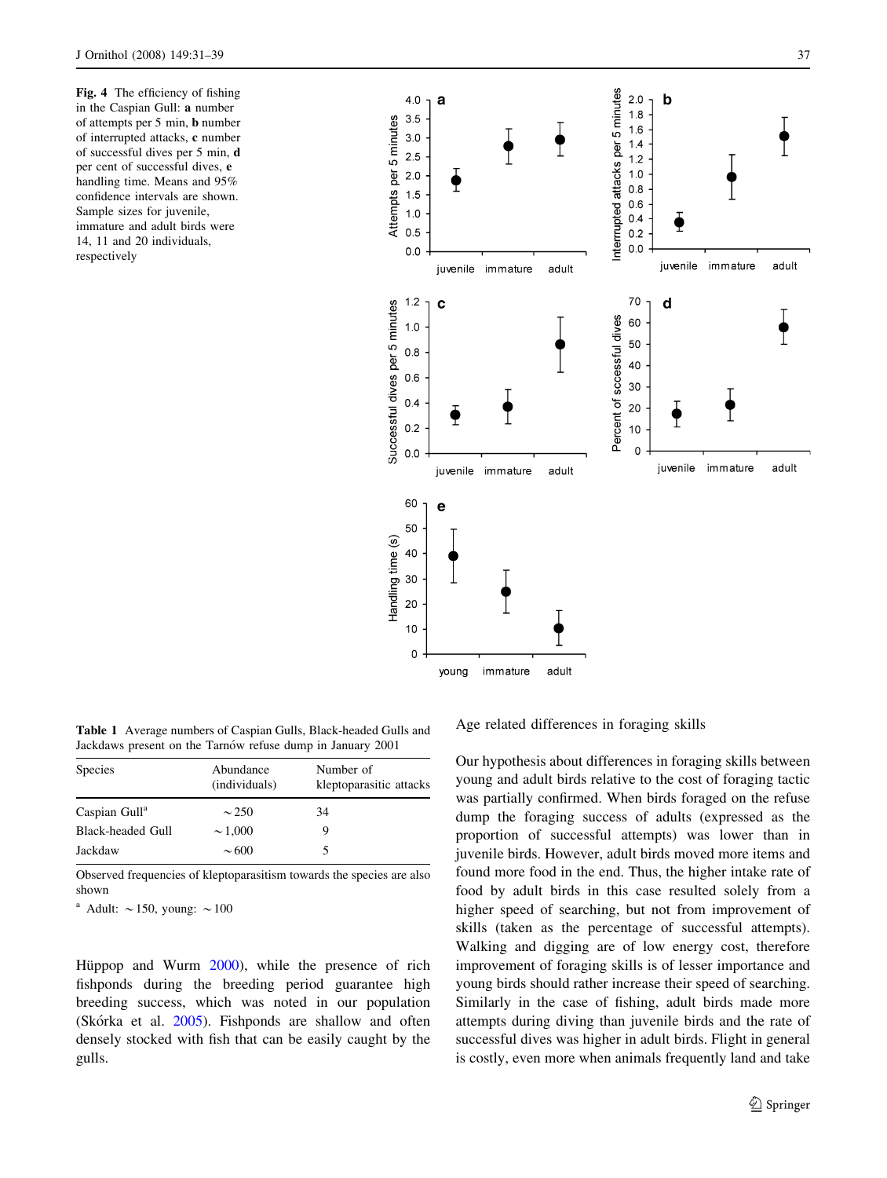**Fig. 4** The efficiency of fishing in the Caspian Gull: **a** number of attempts per 5 min, **b** number of interrupted attacks, **c** number of successful dives per 5 min, **d** per cent of successful dives, **e** handling time. Means and 95% confidence intervals are shown. Sample sizes for juvenile, immature and adult birds were 14, 11 and 20 individuals, respectively

**Table 1** Average numbers of Caspian Gulls, Black-headed Gulls and Jackdaws present on the Tarnów refuse dump in January 2001

| Species | Abundance (individuals) | Number of kleptoparasitic attacks |
| --- | --- | --- |
| Caspian Gull[a] | ~250 | 34 |
| Black-headed Gull | ~1,000 | 9 |
| Jackdaw | ~600 | 5 |

Observed frequencies of kleptoparasitism towards the species are also shown

[a] Adult: ~150, young: ~100

Hüppop and Wurm 2000), while the presence of rich fishponds during the breeding period guarantee high breeding success, which was noted in our population (Skórka et al. 2005). Fishponds are shallow and often densely stocked with fish that can be easily caught by the gulls.

Age related differences in foraging skills

Our hypothesis about differences in foraging skills between young and adult birds relative to the cost of foraging tactic was partially confirmed. When birds foraged on the refuse dump the foraging success of adults (expressed as the proportion of successful attempts) was lower than in juvenile birds. However, adult birds moved more items and found more food in the end. Thus, the higher intake rate of food by adult birds in this case resulted solely from a higher speed of searching, but not from improvement of skills (taken as the percentage of successful attempts). Walking and digging are of low energy cost, therefore improvement of foraging skills is of lesser importance and young birds should rather increase their speed of searching. Similarly in the case of fishing, adult birds made more attempts during diving than juvenile birds and the rate of successful dives was higher in adult birds. Flight in general is costly, even more when animals frequently land and take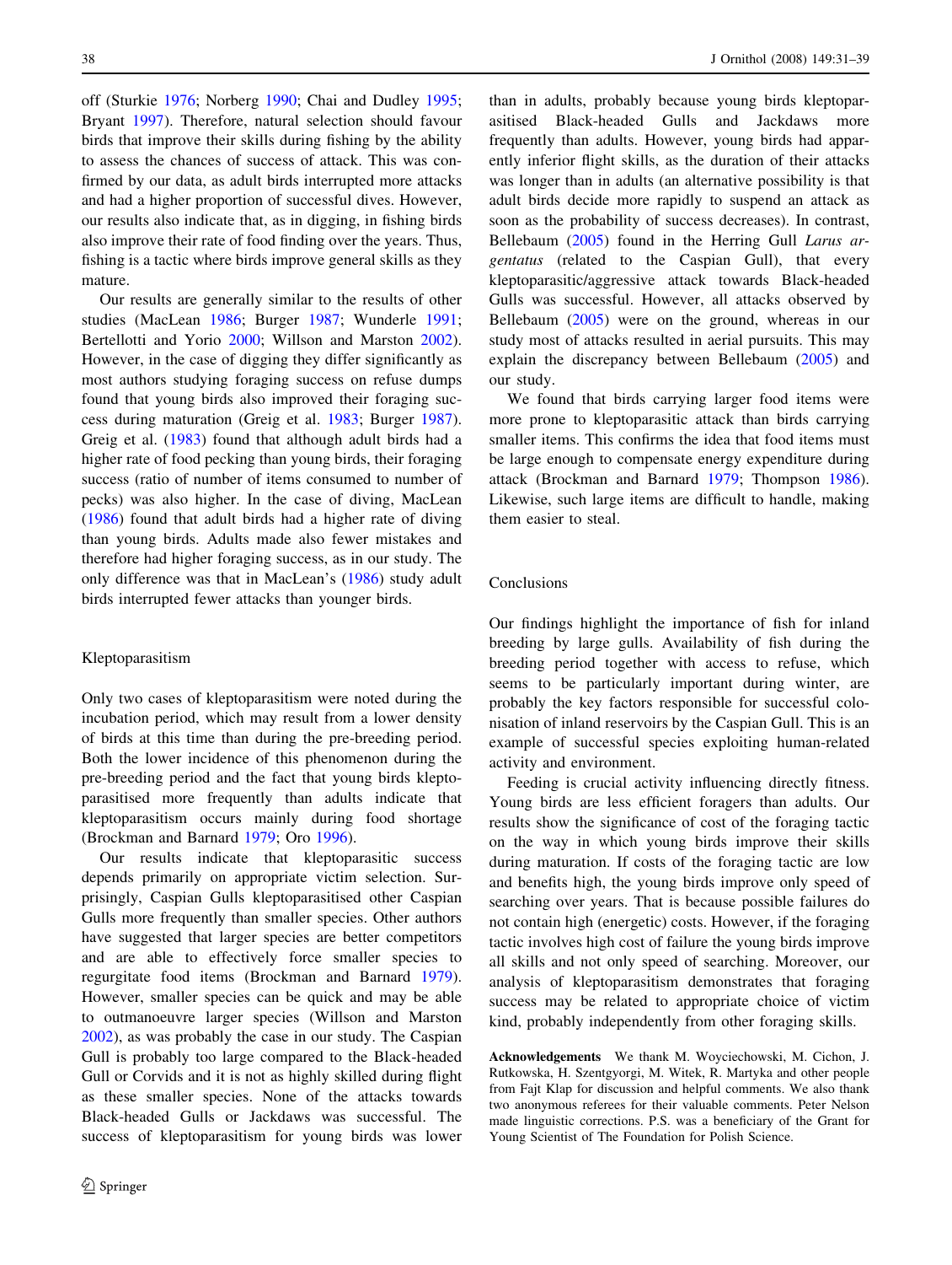off (Sturkie 1976; Norberg 1990; Chai and Dudley 1995; Bryant 1997). Therefore, natural selection should favour birds that improve their skills during fishing by the ability to assess the chances of success of attack. This was confirmed by our data, as adult birds interrupted more attacks and had a higher proportion of successful dives. However, our results also indicate that, as in digging, in fishing birds also improve their rate of food finding over the years. Thus, fishing is a tactic where birds improve general skills as they mature.

Our results are generally similar to the results of other studies (MacLean 1986; Burger 1987; Wunderle 1991; Bertellotti and Yorio 2000; Willson and Marston 2002). However, in the case of digging they differ significantly as most authors studying foraging success on refuse dumps found that young birds also improved their foraging success during maturation (Greig et al. 1983; Burger 1987). Greig et al. (1983) found that although adult birds had a higher rate of food pecking than young birds, their foraging success (ratio of number of items consumed to number of pecks) was also higher. In the case of diving, MacLean (1986) found that adult birds had a higher rate of diving than young birds. Adults made also fewer mistakes and therefore had higher foraging success, as in our study. The only difference was that in MacLean's (1986) study adult birds interrupted fewer attacks than younger birds.

## Kleptoparasitism

Only two cases of kleptoparasitism were noted during the incubation period, which may result from a lower density of birds at this time than during the pre-breeding period. Both the lower incidence of this phenomenon during the pre-breeding period and the fact that young birds kleptoparasitised more frequently than adults indicate that kleptoparasitism occurs mainly during food shortage (Brockman and Barnard 1979; Oro 1996).

Our results indicate that kleptoparasitic success depends primarily on appropriate victim selection. Surprisingly, Caspian Gulls kleptoparasitised other Caspian Gulls more frequently than smaller species. Other authors have suggested that larger species are better competitors and are able to effectively force smaller species to regurgitate food items (Brockman and Barnard 1979). However, smaller species can be quick and may be able to outmanoeuvre larger species (Willson and Marston 2002), as was probably the case in our study. The Caspian Gull is probably too large compared to the Black-headed Gull or Corvids and it is not as highly skilled during flight as these smaller species. None of the attacks towards Black-headed Gulls or Jackdaws was successful. The success of kleptoparasitism for young birds was lower than in adults, probably because young birds kleptoparasitised Black-headed Gulls and Jackdaws more frequently than adults. However, young birds had apparently inferior flight skills, as the duration of their attacks was longer than in adults (an alternative possibility is that adult birds decide more rapidly to suspend an attack as soon as the probability of success decreases). In contrast, Bellebaum (2005) found in the Herring Gull *Larus argentatus* (related to the Caspian Gull), that every kleptoparasitic/aggressive attack towards Black-headed Gulls was successful. However, all attacks observed by Bellebaum (2005) were on the ground, whereas in our study most of attacks resulted in aerial pursuits. This may explain the discrepancy between Bellebaum (2005) and our study.

We found that birds carrying larger food items were more prone to kleptoparasitic attack than birds carrying smaller items. This confirms the idea that food items must be large enough to compensate energy expenditure during attack (Brockman and Barnard 1979; Thompson 1986). Likewise, such large items are difficult to handle, making them easier to steal.

## Conclusions

Our findings highlight the importance of fish for inland breeding by large gulls. Availability of fish during the breeding period together with access to refuse, which seems to be particularly important during winter, are probably the key factors responsible for successful colonisation of inland reservoirs by the Caspian Gull. This is an example of successful species exploiting human-related activity and environment.

Feeding is crucial activity influencing directly fitness. Young birds are less efficient foragers than adults. Our results show the significance of cost of the foraging tactic on the way in which young birds improve their skills during maturation. If costs of the foraging tactic are low and benefits high, the young birds improve only speed of searching over years. That is because possible failures do not contain high (energetic) costs. However, if the foraging tactic involves high cost of failure the young birds improve all skills and not only speed of searching. Moreover, our analysis of kleptoparasitism demonstrates that foraging success may be related to appropriate choice of victim kind, probably independently from other foraging skills.

**Acknowledgements** We thank M. Woyciechowski, M. Cichon, J. Rutkowska, H. Szentgyorgi, M. Witek, R. Martyka and other people from Fajt Klap for discussion and helpful comments. We also thank two anonymous referees for their valuable comments. Peter Nelson made linguistic corrections. P.S. was a beneficiary of the Grant for Young Scientist of The Foundation for Polish Science.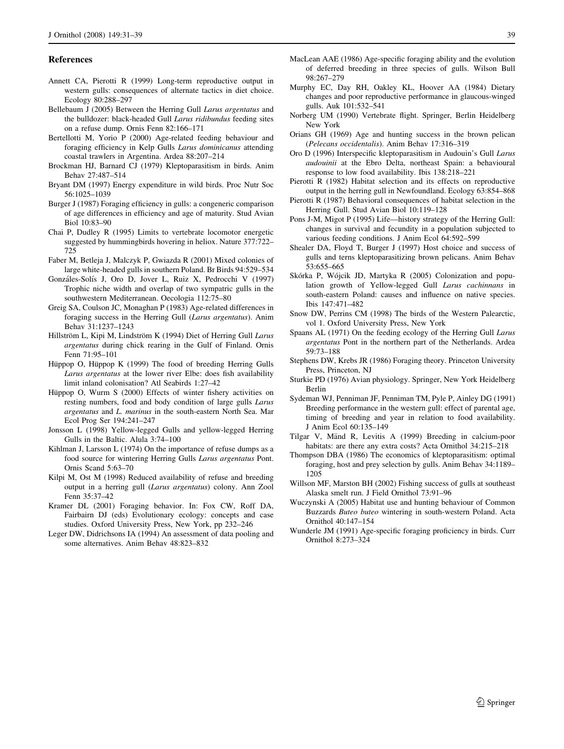## References

Annett CA, Pierotti R (1999) Long-term reproductive output in western gulls: consequences of alternate tactics in diet choice. Ecology 80:288–297

Bellebaum J (2005) Between the Herring Gull *Larus argentatus* and the bulldozer: black-headed Gull *Larus ridibundus* feeding sites on a refuse dump. Ornis Fenn 82:166–171

Bertellotti M, Yorio P (2000) Age-related feeding behaviour and foraging efficiency in Kelp Gulls *Larus dominicanus* attending coastal trawlers in Argentina. Ardea 88:207–214

Brockman HJ, Barnard CJ (1979) Kleptoparasitism in birds. Anim Behav 27:487–514

Bryant DM (1997) Energy expenditure in wild birds. Proc Nutr Soc 56:1025–1039

Burger J (1987) Foraging efficiency in gulls: a congeneric comparison of age differences in efficiency and age of maturity. Stud Avian Biol 10:83–90

Chai P, Dudley R (1995) Limits to vertebrate locomotor energetic suggested by hummingbirds hovering in heliox. Nature 377:722–725

Faber M, Betleja J, Malczyk P, Gwiazda R (2001) Mixed colonies of large white-headed gulls in southern Poland. Br Birds 94:529–534

Gonzáles-Solís J, Oro D, Jover L, Ruiz X, Pedrocchi V (1997) Trophic niche width and overlap of two sympatric gulls in the southwestern Mediterranean. Oecologia 112:75–80

Greig SA, Coulson JC, Monaghan P (1983) Age-related differences in foraging success in the Herring Gull (*Larus argentatus*). Anim Behav 31:1237–1243

Hillström L, Kipi M, Lindström K (1994) Diet of Herring Gull *Larus argentatus* during chick rearing in the Gulf of Finland. Ornis Fenn 71:95–101

Hüppop O, Hüppop K (1999) The food of breeding Herring Gulls *Larus argentatus* at the lower river Elbe: does fish availability limit inland colonisation? Atl Seabirds 1:27–42

Hüppop O, Wurm S (2000) Effects of winter fishery activities on resting numbers, food and body condition of large gulls *Larus argentatus* and *L. marinus* in the south-eastern North Sea. Mar Ecol Prog Ser 194:241–247

Jonsson L (1998) Yellow-legged Gulls and yellow-legged Herring Gulls in the Baltic. Alula 3:74–100

Kihlman J, Larsson L (1974) On the importance of refuse dumps as a food source for wintering Herring Gulls *Larus argentatus* Pont. Ornis Scand 5:63–70

Kilpi M, Ost M (1998) Reduced availability of refuse and breeding output in a herring gull (*Larus argentatus*) colony. Ann Zool Fenn 35:37–42

Kramer DL (2001) Foraging behavior. In: Fox CW, Roff DA, Fairbairn DJ (eds) Evolutionary ecology: concepts and case studies. Oxford University Press, New York, pp 232–246

Leger DW, Didrichsons IA (1994) An assessment of data pooling and some alternatives. Anim Behav 48:823–832

MacLean AAE (1986) Age-specific foraging ability and the evolution of deferred breeding in three species of gulls. Wilson Bull 98:267–279

Murphy EC, Day RH, Oakley KL, Hoover AA (1984) Dietary changes and poor reproductive performance in glaucous-winged gulls. Auk 101:532–541

Norberg UM (1990) Vertebrate flight. Springer, Berlin Heidelberg New York

Orians GH (1969) Age and hunting success in the brown pelican (*Pelecans occidentalis*). Anim Behav 17:316–319

Oro D (1996) Interspecific kleptoparasitism in Audouin's Gull *Larus audouinii* at the Ebro Delta, northeast Spain: a behavioural response to low food availability. Ibis 138:218–221

Pierotti R (1982) Habitat selection and its effects on reproductive output in the herring gull in Newfoundland. Ecology 63:854–868

Pierotti R (1987) Behavioral consequences of habitat selection in the Herring Gull. Stud Avian Biol 10:119–128

Pons J-M, Migot P (1995) Life—history strategy of the Herring Gull: changes in survival and fecundity in a population subjected to various feeding conditions. J Anim Ecol 64:592–599

Shealer DA, Floyd T, Burger J (1997) Host choice and success of gulls and terns kleptoparasitizing brown pelicans. Anim Behav 53:655–665

Skórka P, Wójcik JD, Martyka R (2005) Colonization and population growth of Yellow-legged Gull *Larus cachinnans* in south-eastern Poland: causes and influence on native species. Ibis 147:471–482

Snow DW, Perrins CM (1998) The birds of the Western Palearctic, vol 1. Oxford University Press, New York

Spaans AL (1971) On the feeding ecology of the Herring Gull *Larus argentatus* Pont in the northern part of the Netherlands. Ardea 59:73–188

Stephens DW, Krebs JR (1986) Foraging theory. Princeton University Press, Princeton, NJ

Sturkie PD (1976) Avian physiology. Springer, New York Heidelberg Berlin

Sydeman WJ, Penniman JF, Penniman TM, Pyle P, Ainley DG (1991) Breeding performance in the western gull: effect of parental age, timing of breeding and year in relation to food availability. J Anim Ecol 60:135–149

Tilgar V, Mänd R, Levitis A (1999) Breeding in calcium-poor habitats: are there any extra costs? Acta Ornithol 34:215–218

Thompson DBA (1986) The economics of kleptoparasitism: optimal foraging, host and prey selection by gulls. Anim Behav 34:1189–1205

Willson MF, Marston BH (2002) Fishing success of gulls at southeast Alaska smelt run. J Field Ornithol 73:91–96

Wuczynski A (2005) Habitat use and hunting behaviour of Common Buzzards *Buteo buteo* wintering in south-western Poland. Acta Ornithol 40:147–154

Wunderle JM (1991) Age-specific foraging proficiency in birds. Curr Ornithol 8:273–324